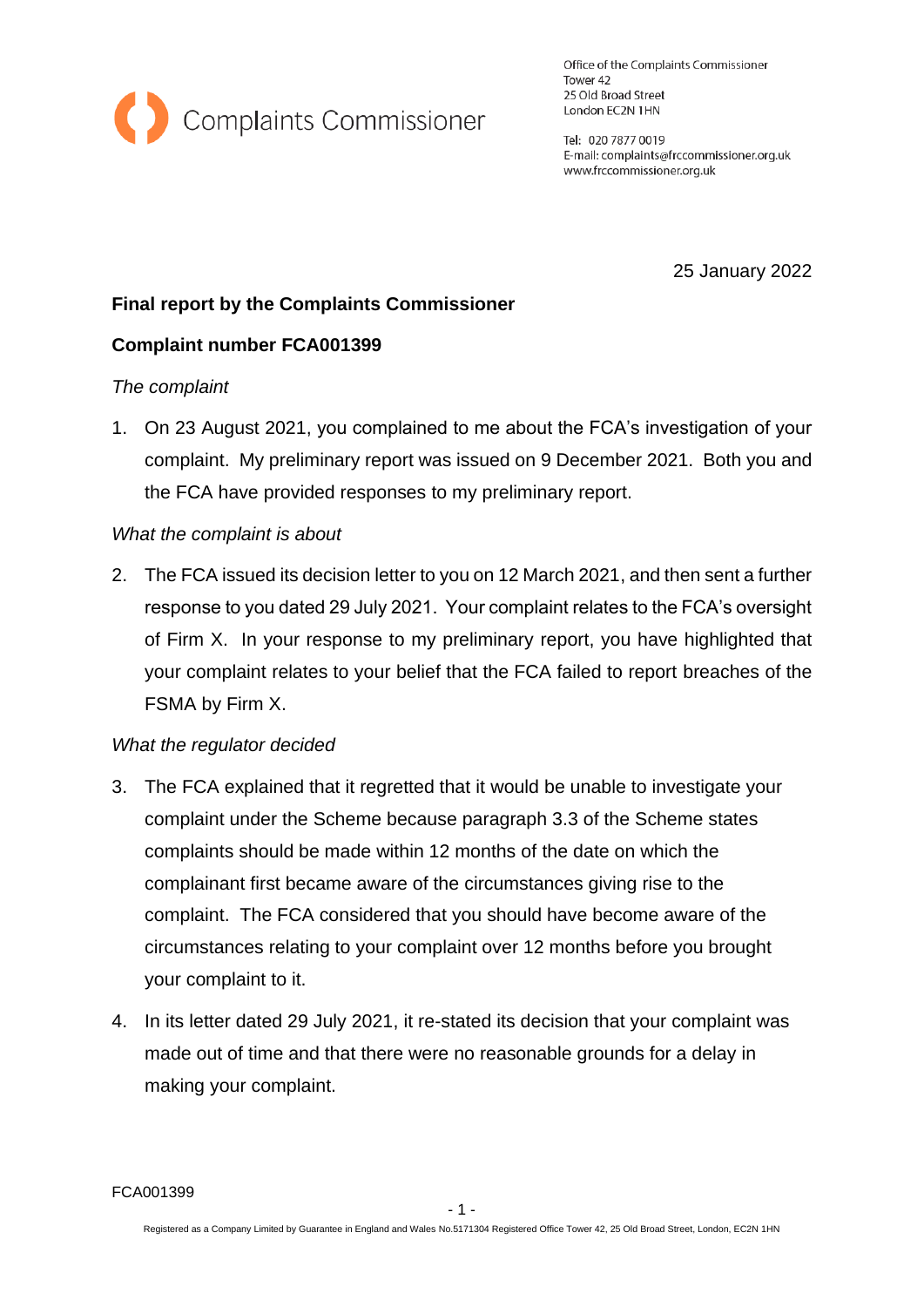Complaints Commissioner

Office of the Complaints Commissioner
Tower 42
25 Old Broad Street
London EC2N 1HN

Tel: 020 7877 0019
E-mail: complaints@frccommissioner.org.uk
www.frccommissioner.org.uk

25 January 2022

**Final report by the Complaints Commissioner**

**Complaint number FCA001399**

*The complaint*

1. On 23 August 2021, you complained to me about the FCA's investigation of your complaint. My preliminary report was issued on 9 December 2021. Both you and the FCA have provided responses to my preliminary report.

*What the complaint is about*

2. The FCA issued its decision letter to you on 12 March 2021, and then sent a further response to you dated 29 July 2021. Your complaint relates to the FCA's oversight of Firm X. In your response to my preliminary report, you have highlighted that your complaint relates to your belief that the FCA failed to report breaches of the FSMA by Firm X.

*What the regulator decided*

3. The FCA explained that it regretted that it would be unable to investigate your complaint under the Scheme because paragraph 3.3 of the Scheme states complaints should be made within 12 months of the date on which the complainant first became aware of the circumstances giving rise to the complaint. The FCA considered that you should have become aware of the circumstances relating to your complaint over 12 months before you brought your complaint to it.

4. In its letter dated 29 July 2021, it re-stated its decision that your complaint was made out of time and that there were no reasonable grounds for a delay in making your complaint.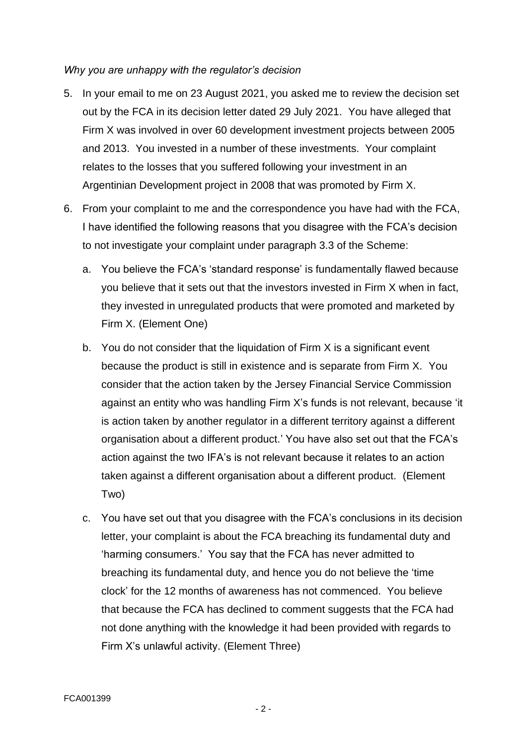*Why you are unhappy with the regulator's decision*

5. In your email to me on 23 August 2021, you asked me to review the decision set out by the FCA in its decision letter dated 29 July 2021. You have alleged that Firm X was involved in over 60 development investment projects between 2005 and 2013. You invested in a number of these investments. Your complaint relates to the losses that you suffered following your investment in an Argentinian Development project in 2008 that was promoted by Firm X.

6. From your complaint to me and the correspondence you have had with the FCA, I have identified the following reasons that you disagree with the FCA's decision to not investigate your complaint under paragraph 3.3 of the Scheme:

   a. You believe the FCA's 'standard response' is fundamentally flawed because you believe that it sets out that the investors invested in Firm X when in fact, they invested in unregulated products that were promoted and marketed by Firm X. (Element One)

   b. You do not consider that the liquidation of Firm X is a significant event because the product is still in existence and is separate from Firm X. You consider that the action taken by the Jersey Financial Service Commission against an entity who was handling Firm X's funds is not relevant, because 'it is action taken by another regulator in a different territory against a different organisation about a different product.' You have also set out that the FCA's action against the two IFA's is not relevant because it relates to an action taken against a different organisation about a different product. (Element Two)

   c. You have set out that you disagree with the FCA's conclusions in its decision letter, your complaint is about the FCA breaching its fundamental duty and 'harming consumers.' You say that the FCA has never admitted to breaching its fundamental duty, and hence you do not believe the 'time clock' for the 12 months of awareness has not commenced. You believe that because the FCA has declined to comment suggests that the FCA had not done anything with the knowledge it had been provided with regards to Firm X's unlawful activity. (Element Three)

FCA001399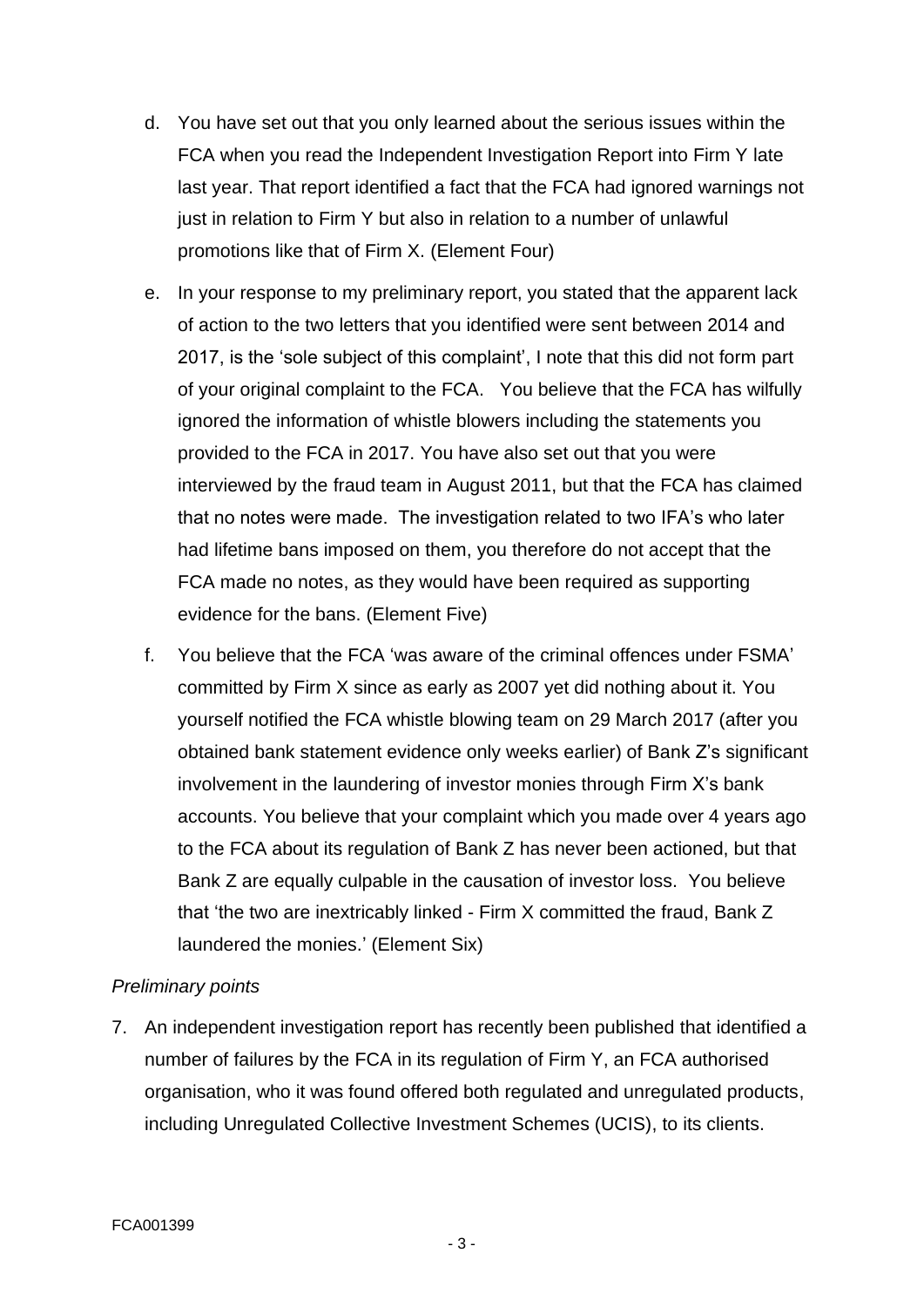d. You have set out that you only learned about the serious issues within the FCA when you read the Independent Investigation Report into Firm Y late last year. That report identified a fact that the FCA had ignored warnings not just in relation to Firm Y but also in relation to a number of unlawful promotions like that of Firm X. (Element Four)

e. In your response to my preliminary report, you stated that the apparent lack of action to the two letters that you identified were sent between 2014 and 2017, is the 'sole subject of this complaint', I note that this did not form part of your original complaint to the FCA. You believe that the FCA has wilfully ignored the information of whistle blowers including the statements you provided to the FCA in 2017. You have also set out that you were interviewed by the fraud team in August 2011, but that the FCA has claimed that no notes were made. The investigation related to two IFA's who later had lifetime bans imposed on them, you therefore do not accept that the FCA made no notes, as they would have been required as supporting evidence for the bans. (Element Five)

f. You believe that the FCA 'was aware of the criminal offences under FSMA' committed by Firm X since as early as 2007 yet did nothing about it. You yourself notified the FCA whistle blowing team on 29 March 2017 (after you obtained bank statement evidence only weeks earlier) of Bank Z's significant involvement in the laundering of investor monies through Firm X's bank accounts. You believe that your complaint which you made over 4 years ago to the FCA about its regulation of Bank Z has never been actioned, but that Bank Z are equally culpable in the causation of investor loss. You believe that 'the two are inextricably linked - Firm X committed the fraud, Bank Z laundered the monies.' (Element Six)

*Preliminary points*

7. An independent investigation report has recently been published that identified a number of failures by the FCA in its regulation of Firm Y, an FCA authorised organisation, who it was found offered both regulated and unregulated products, including Unregulated Collective Investment Schemes (UCIS), to its clients.

FCA001399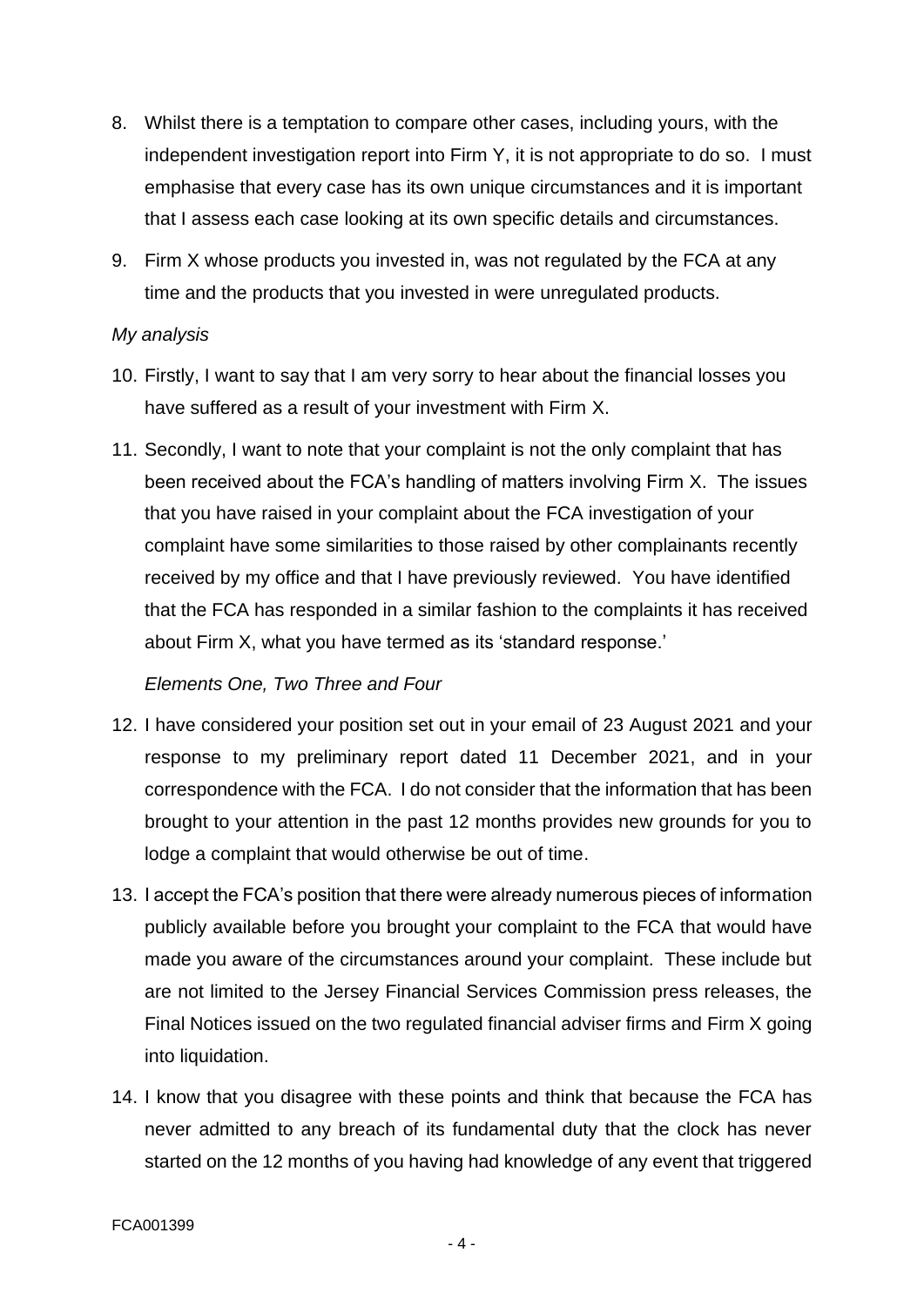8. Whilst there is a temptation to compare other cases, including yours, with the independent investigation report into Firm Y, it is not appropriate to do so. I must emphasise that every case has its own unique circumstances and it is important that I assess each case looking at its own specific details and circumstances.

9. Firm X whose products you invested in, was not regulated by the FCA at any time and the products that you invested in were unregulated products.

*My analysis*

10. Firstly, I want to say that I am very sorry to hear about the financial losses you have suffered as a result of your investment with Firm X.

11. Secondly, I want to note that your complaint is not the only complaint that has been received about the FCA's handling of matters involving Firm X. The issues that you have raised in your complaint about the FCA investigation of your complaint have some similarities to those raised by other complainants recently received by my office and that I have previously reviewed. You have identified that the FCA has responded in a similar fashion to the complaints it has received about Firm X, what you have termed as its 'standard response.'

*Elements One, Two Three and Four*

12. I have considered your position set out in your email of 23 August 2021 and your response to my preliminary report dated 11 December 2021, and in your correspondence with the FCA. I do not consider that the information that has been brought to your attention in the past 12 months provides new grounds for you to lodge a complaint that would otherwise be out of time.

13. I accept the FCA's position that there were already numerous pieces of information publicly available before you brought your complaint to the FCA that would have made you aware of the circumstances around your complaint. These include but are not limited to the Jersey Financial Services Commission press releases, the Final Notices issued on the two regulated financial adviser firms and Firm X going into liquidation.

14. I know that you disagree with these points and think that because the FCA has never admitted to any breach of its fundamental duty that the clock has never started on the 12 months of you having had knowledge of any event that triggered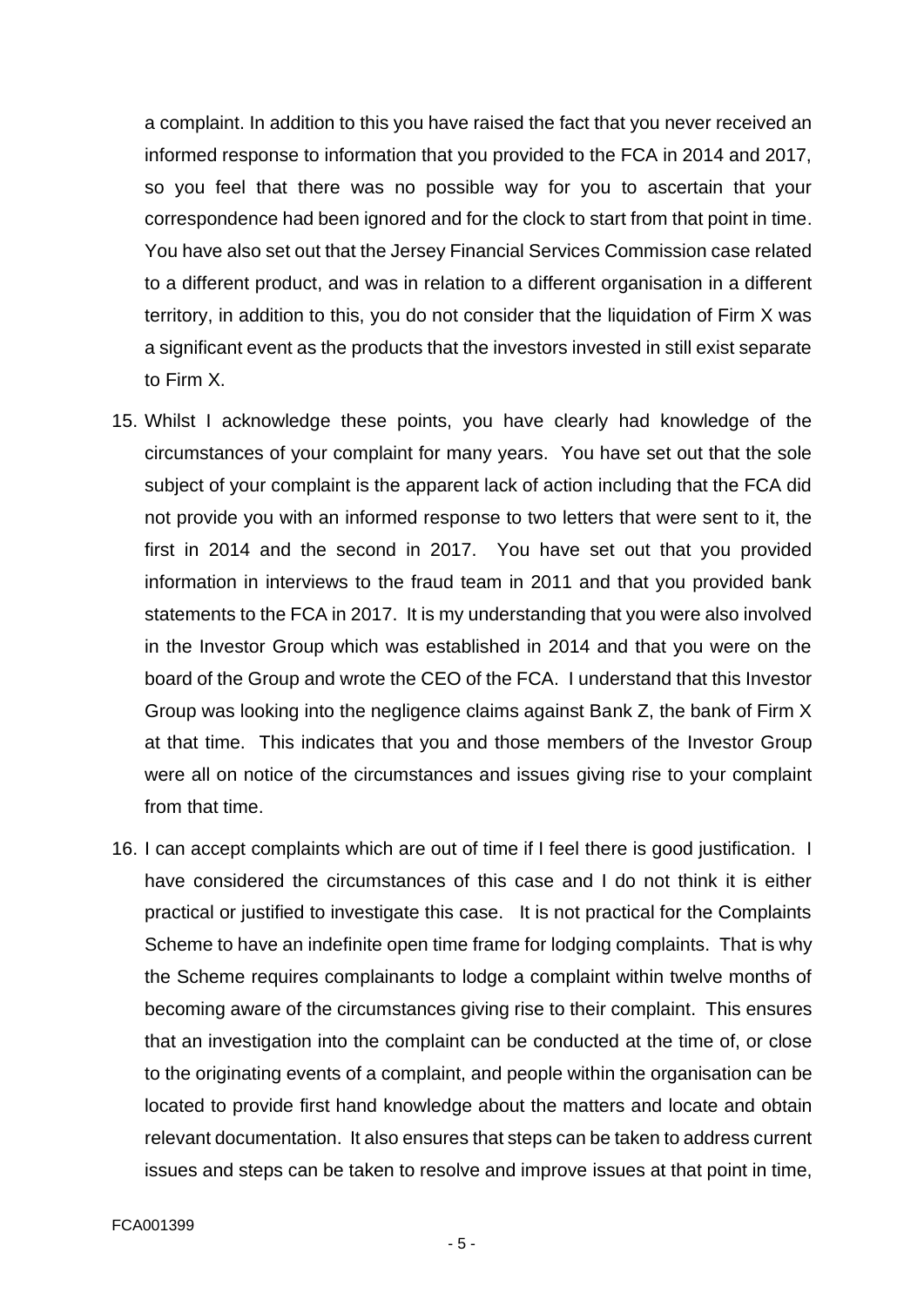a complaint. In addition to this you have raised the fact that you never received an informed response to information that you provided to the FCA in 2014 and 2017, so you feel that there was no possible way for you to ascertain that your correspondence had been ignored and for the clock to start from that point in time. You have also set out that the Jersey Financial Services Commission case related to a different product, and was in relation to a different organisation in a different territory, in addition to this, you do not consider that the liquidation of Firm X was a significant event as the products that the investors invested in still exist separate to Firm X.

15. Whilst I acknowledge these points, you have clearly had knowledge of the circumstances of your complaint for many years. You have set out that the sole subject of your complaint is the apparent lack of action including that the FCA did not provide you with an informed response to two letters that were sent to it, the first in 2014 and the second in 2017. You have set out that you provided information in interviews to the fraud team in 2011 and that you provided bank statements to the FCA in 2017. It is my understanding that you were also involved in the Investor Group which was established in 2014 and that you were on the board of the Group and wrote the CEO of the FCA. I understand that this Investor Group was looking into the negligence claims against Bank Z, the bank of Firm X at that time. This indicates that you and those members of the Investor Group were all on notice of the circumstances and issues giving rise to your complaint from that time.

16. I can accept complaints which are out of time if I feel there is good justification. I have considered the circumstances of this case and I do not think it is either practical or justified to investigate this case. It is not practical for the Complaints Scheme to have an indefinite open time frame for lodging complaints. That is why the Scheme requires complainants to lodge a complaint within twelve months of becoming aware of the circumstances giving rise to their complaint. This ensures that an investigation into the complaint can be conducted at the time of, or close to the originating events of a complaint, and people within the organisation can be located to provide first hand knowledge about the matters and locate and obtain relevant documentation. It also ensures that steps can be taken to address current issues and steps can be taken to resolve and improve issues at that point in time,

FCA001399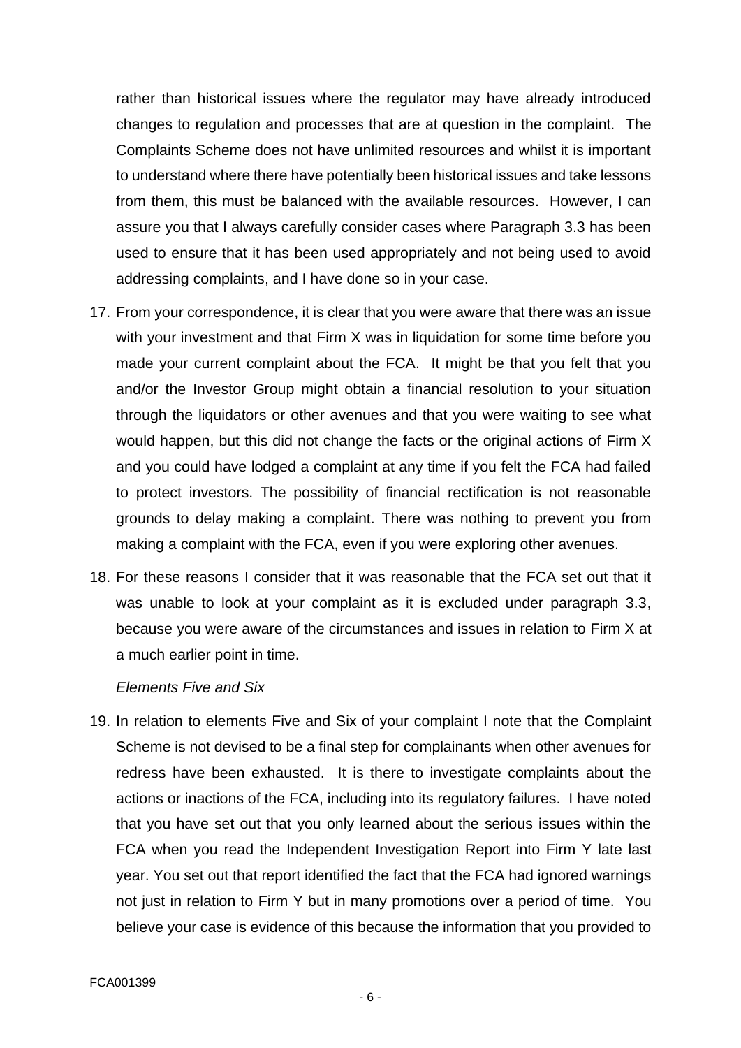rather than historical issues where the regulator may have already introduced changes to regulation and processes that are at question in the complaint. The Complaints Scheme does not have unlimited resources and whilst it is important to understand where there have potentially been historical issues and take lessons from them, this must be balanced with the available resources. However, I can assure you that I always carefully consider cases where Paragraph 3.3 has been used to ensure that it has been used appropriately and not being used to avoid addressing complaints, and I have done so in your case.

17. From your correspondence, it is clear that you were aware that there was an issue with your investment and that Firm X was in liquidation for some time before you made your current complaint about the FCA. It might be that you felt that you and/or the Investor Group might obtain a financial resolution to your situation through the liquidators or other avenues and that you were waiting to see what would happen, but this did not change the facts or the original actions of Firm X and you could have lodged a complaint at any time if you felt the FCA had failed to protect investors. The possibility of financial rectification is not reasonable grounds to delay making a complaint. There was nothing to prevent you from making a complaint with the FCA, even if you were exploring other avenues.

18. For these reasons I consider that it was reasonable that the FCA set out that it was unable to look at your complaint as it is excluded under paragraph 3.3, because you were aware of the circumstances and issues in relation to Firm X at a much earlier point in time.

*Elements Five and Six*

19. In relation to elements Five and Six of your complaint I note that the Complaint Scheme is not devised to be a final step for complainants when other avenues for redress have been exhausted. It is there to investigate complaints about the actions or inactions of the FCA, including into its regulatory failures. I have noted that you have set out that you only learned about the serious issues within the FCA when you read the Independent Investigation Report into Firm Y late last year. You set out that report identified the fact that the FCA had ignored warnings not just in relation to Firm Y but in many promotions over a period of time. You believe your case is evidence of this because the information that you provided to

FCA001399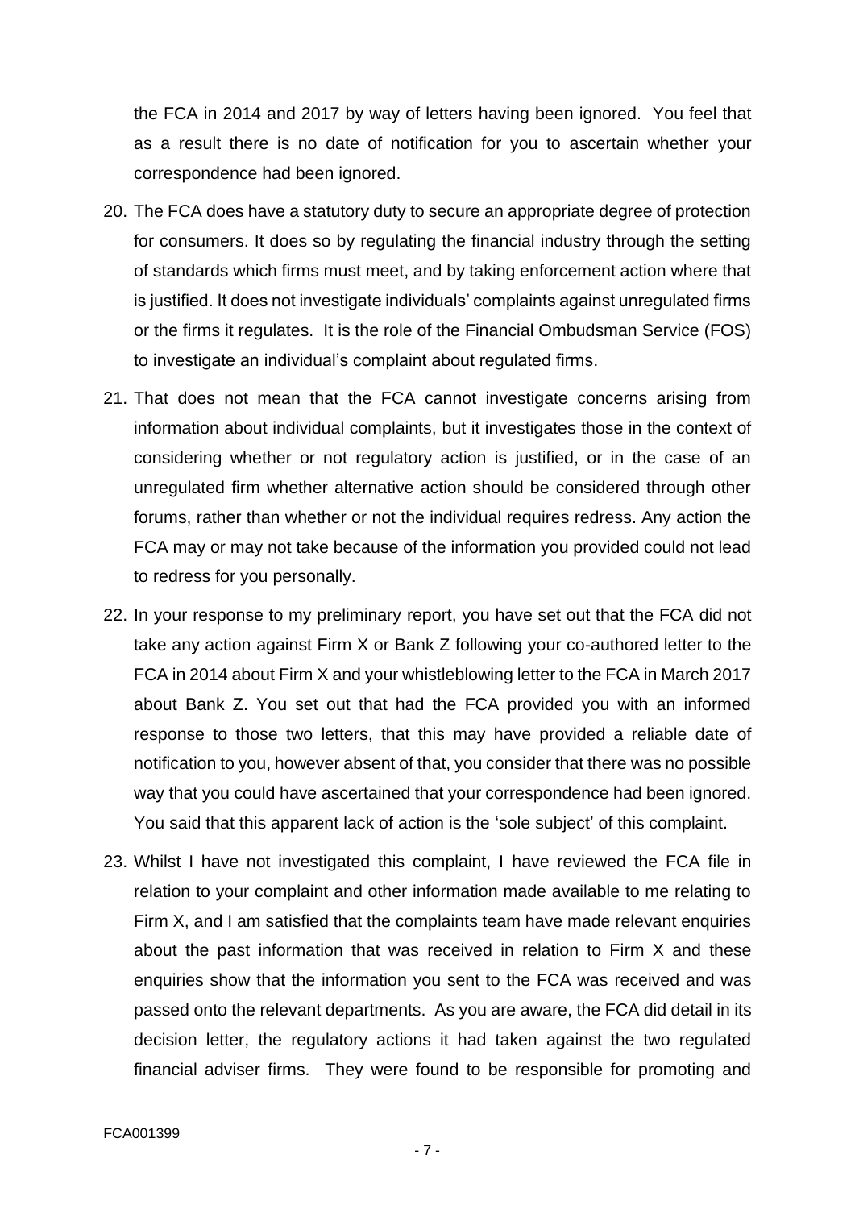the FCA in 2014 and 2017 by way of letters having been ignored. You feel that as a result there is no date of notification for you to ascertain whether your correspondence had been ignored.

20. The FCA does have a statutory duty to secure an appropriate degree of protection for consumers. It does so by regulating the financial industry through the setting of standards which firms must meet, and by taking enforcement action where that is justified. It does not investigate individuals' complaints against unregulated firms or the firms it regulates. It is the role of the Financial Ombudsman Service (FOS) to investigate an individual's complaint about regulated firms.

21. That does not mean that the FCA cannot investigate concerns arising from information about individual complaints, but it investigates those in the context of considering whether or not regulatory action is justified, or in the case of an unregulated firm whether alternative action should be considered through other forums, rather than whether or not the individual requires redress. Any action the FCA may or may not take because of the information you provided could not lead to redress for you personally.

22. In your response to my preliminary report, you have set out that the FCA did not take any action against Firm X or Bank Z following your co-authored letter to the FCA in 2014 about Firm X and your whistleblowing letter to the FCA in March 2017 about Bank Z. You set out that had the FCA provided you with an informed response to those two letters, that this may have provided a reliable date of notification to you, however absent of that, you consider that there was no possible way that you could have ascertained that your correspondence had been ignored. You said that this apparent lack of action is the 'sole subject' of this complaint.

23. Whilst I have not investigated this complaint, I have reviewed the FCA file in relation to your complaint and other information made available to me relating to Firm X, and I am satisfied that the complaints team have made relevant enquiries about the past information that was received in relation to Firm X and these enquiries show that the information you sent to the FCA was received and was passed onto the relevant departments. As you are aware, the FCA did detail in its decision letter, the regulatory actions it had taken against the two regulated financial adviser firms. They were found to be responsible for promoting and

FCA001399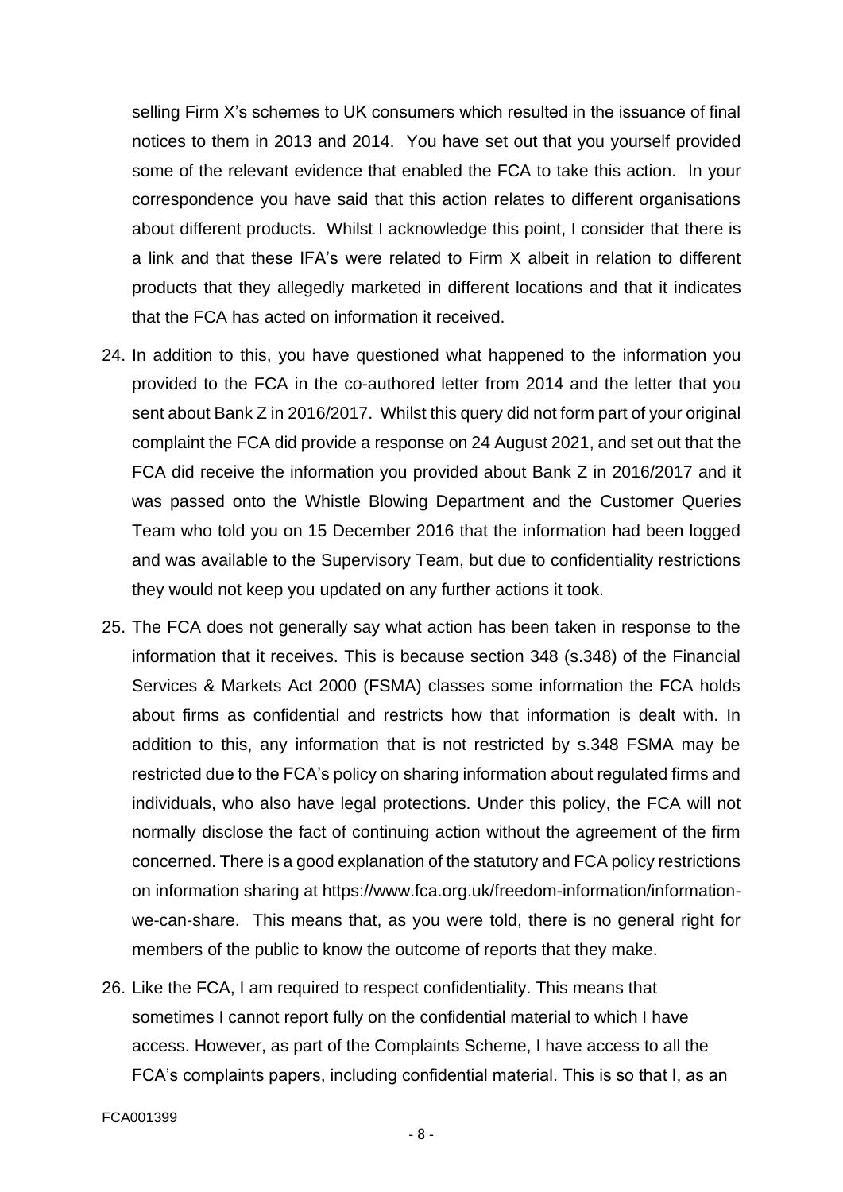selling Firm X's schemes to UK consumers which resulted in the issuance of final notices to them in 2013 and 2014. You have set out that you yourself provided some of the relevant evidence that enabled the FCA to take this action. In your correspondence you have said that this action relates to different organisations about different products. Whilst I acknowledge this point, I consider that there is a link and that these IFA's were related to Firm X albeit in relation to different products that they allegedly marketed in different locations and that it indicates that the FCA has acted on information it received.

24. In addition to this, you have questioned what happened to the information you provided to the FCA in the co-authored letter from 2014 and the letter that you sent about Bank Z in 2016/2017. Whilst this query did not form part of your original complaint the FCA did provide a response on 24 August 2021, and set out that the FCA did receive the information you provided about Bank Z in 2016/2017 and it was passed onto the Whistle Blowing Department and the Customer Queries Team who told you on 15 December 2016 that the information had been logged and was available to the Supervisory Team, but due to confidentiality restrictions they would not keep you updated on any further actions it took.

25. The FCA does not generally say what action has been taken in response to the information that it receives. This is because section 348 (s.348) of the Financial Services & Markets Act 2000 (FSMA) classes some information the FCA holds about firms as confidential and restricts how that information is dealt with. In addition to this, any information that is not restricted by s.348 FSMA may be restricted due to the FCA's policy on sharing information about regulated firms and individuals, who also have legal protections. Under this policy, the FCA will not normally disclose the fact of continuing action without the agreement of the firm concerned. There is a good explanation of the statutory and FCA policy restrictions on information sharing at https://www.fca.org.uk/freedom-information/information-we-can-share. This means that, as you were told, there is no general right for members of the public to know the outcome of reports that they make.

26. Like the FCA, I am required to respect confidentiality. This means that sometimes I cannot report fully on the confidential material to which I have access. However, as part of the Complaints Scheme, I have access to all the FCA's complaints papers, including confidential material. This is so that I, as an

FCA001399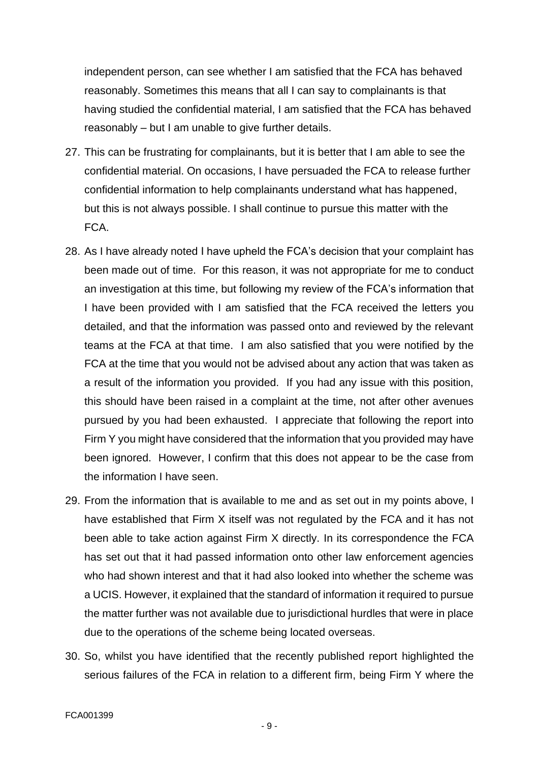independent person, can see whether I am satisfied that the FCA has behaved reasonably. Sometimes this means that all I can say to complainants is that having studied the confidential material, I am satisfied that the FCA has behaved reasonably – but I am unable to give further details.

27. This can be frustrating for complainants, but it is better that I am able to see the confidential material. On occasions, I have persuaded the FCA to release further confidential information to help complainants understand what has happened, but this is not always possible. I shall continue to pursue this matter with the FCA.

28. As I have already noted I have upheld the FCA's decision that your complaint has been made out of time. For this reason, it was not appropriate for me to conduct an investigation at this time, but following my review of the FCA's information that I have been provided with I am satisfied that the FCA received the letters you detailed, and that the information was passed onto and reviewed by the relevant teams at the FCA at that time. I am also satisfied that you were notified by the FCA at the time that you would not be advised about any action that was taken as a result of the information you provided. If you had any issue with this position, this should have been raised in a complaint at the time, not after other avenues pursued by you had been exhausted. I appreciate that following the report into Firm Y you might have considered that the information that you provided may have been ignored. However, I confirm that this does not appear to be the case from the information I have seen.

29. From the information that is available to me and as set out in my points above, I have established that Firm X itself was not regulated by the FCA and it has not been able to take action against Firm X directly. In its correspondence the FCA has set out that it had passed information onto other law enforcement agencies who had shown interest and that it had also looked into whether the scheme was a UCIS. However, it explained that the standard of information it required to pursue the matter further was not available due to jurisdictional hurdles that were in place due to the operations of the scheme being located overseas.

30. So, whilst you have identified that the recently published report highlighted the serious failures of the FCA in relation to a different firm, being Firm Y where the

FCA001399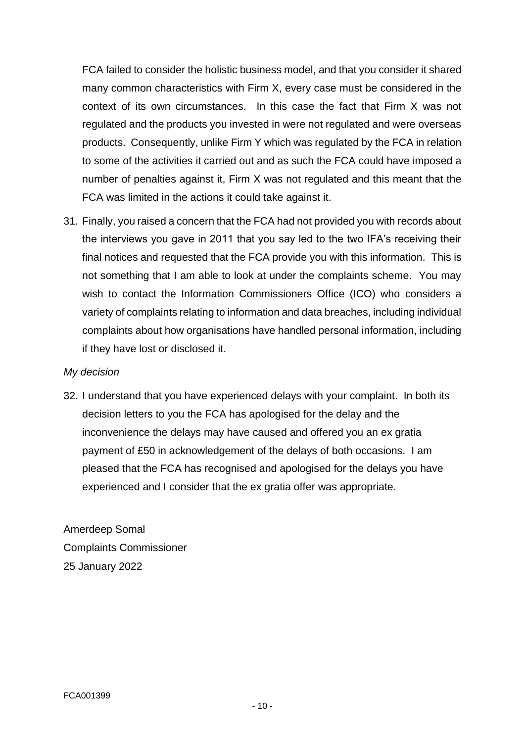FCA failed to consider the holistic business model, and that you consider it shared many common characteristics with Firm X, every case must be considered in the context of its own circumstances. In this case the fact that Firm X was not regulated and the products you invested in were not regulated and were overseas products. Consequently, unlike Firm Y which was regulated by the FCA in relation to some of the activities it carried out and as such the FCA could have imposed a number of penalties against it, Firm X was not regulated and this meant that the FCA was limited in the actions it could take against it.

31. Finally, you raised a concern that the FCA had not provided you with records about the interviews you gave in 2011 that you say led to the two IFA's receiving their final notices and requested that the FCA provide you with this information. This is not something that I am able to look at under the complaints scheme. You may wish to contact the Information Commissioners Office (ICO) who considers a variety of complaints relating to information and data breaches, including individual complaints about how organisations have handled personal information, including if they have lost or disclosed it.

*My decision*

32. I understand that you have experienced delays with your complaint. In both its decision letters to you the FCA has apologised for the delay and the inconvenience the delays may have caused and offered you an ex gratia payment of £50 in acknowledgement of the delays of both occasions. I am pleased that the FCA has recognised and apologised for the delays you have experienced and I consider that the ex gratia offer was appropriate.

Amerdeep Somal
Complaints Commissioner
25 January 2022

FCA001399